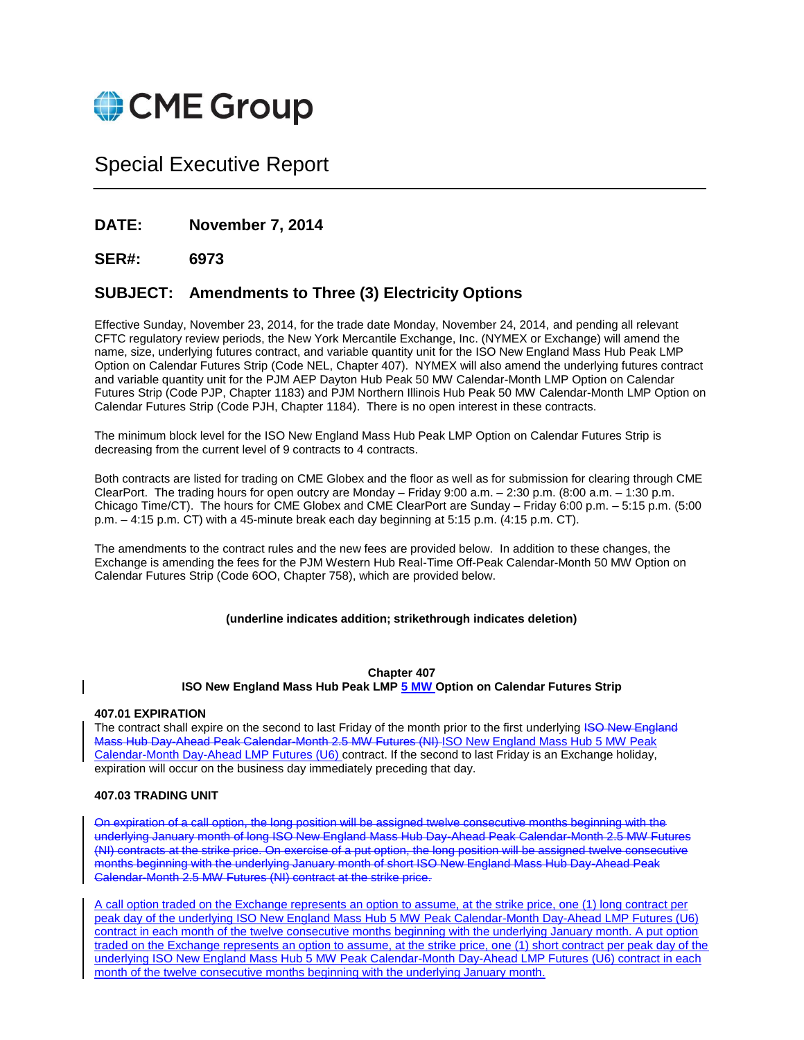# CME Group

## Special Executive Report

**DATE:** **November 7, 2014**

**SER#:** **6973**

**SUBJECT:** **Amendments to Three (3) Electricity Options**

Effective Sunday, November 23, 2014, for the trade date Monday, November 24, 2014, and pending all relevant CFTC regulatory review periods, the New York Mercantile Exchange, Inc. (NYMEX or Exchange) will amend the name, size, underlying futures contract, and variable quantity unit for the ISO New England Mass Hub Peak LMP Option on Calendar Futures Strip (Code NEL, Chapter 407). NYMEX will also amend the underlying futures contract and variable quantity unit for the PJM AEP Dayton Hub Peak 50 MW Calendar-Month LMP Option on Calendar Futures Strip (Code PJP, Chapter 1183) and PJM Northern Illinois Hub Peak 50 MW Calendar-Month LMP Option on Calendar Futures Strip (Code PJH, Chapter 1184). There is no open interest in these contracts.

The minimum block level for the ISO New England Mass Hub Peak LMP Option on Calendar Futures Strip is decreasing from the current level of 9 contracts to 4 contracts.

Both contracts are listed for trading on CME Globex and the floor as well as for submission for clearing through CME ClearPort. The trading hours for open outcry are Monday – Friday 9:00 a.m. – 2:30 p.m. (8:00 a.m. – 1:30 p.m. Chicago Time/CT). The hours for CME Globex and CME ClearPort are Sunday – Friday 6:00 p.m. – 5:15 p.m. (5:00 p.m. – 4:15 p.m. CT) with a 45-minute break each day beginning at 5:15 p.m. (4:15 p.m. CT).

The amendments to the contract rules and the new fees are provided below. In addition to these changes, the Exchange is amending the fees for the PJM Western Hub Real-Time Off-Peak Calendar-Month 50 MW Option on Calendar Futures Strip (Code 6OO, Chapter 758), which are provided below.

**(underline indicates addition; strikethrough indicates deletion)**

**Chapter 407**
**ISO New England Mass Hub Peak LMP <u>5 MW</u> Option on Calendar Futures Strip**

**407.01 EXPIRATION**

The contract shall expire on the second to last Friday of the month prior to the first underlying ~~ISO New England Mass Hub Day-Ahead Peak Calendar-Month 2.5 MW Futures (NI)~~ <u>ISO New England Mass Hub 5 MW Peak Calendar-Month Day-Ahead LMP Futures (U6)</u> contract. If the second to last Friday is an Exchange holiday, expiration will occur on the business day immediately preceding that day.

**407.03 TRADING UNIT**

~~On expiration of a call option, the long position will be assigned twelve consecutive months beginning with the underlying January month of long ISO New England Mass Hub Day-Ahead Peak Calendar-Month 2.5 MW Futures (NI) contracts at the strike price. On exercise of a put option, the long position will be assigned twelve consecutive months beginning with the underlying January month of short ISO New England Mass Hub Day-Ahead Peak Calendar-Month 2.5 MW Futures (NI) contract at the strike price.~~

<u>A call option traded on the Exchange represents an option to assume, at the strike price, one (1) long contract per peak day of the underlying ISO New England Mass Hub 5 MW Peak Calendar-Month Day-Ahead LMP Futures (U6) contract in each month of the twelve consecutive months beginning with the underlying January month. A put option traded on the Exchange represents an option to assume, at the strike price, one (1) short contract per peak day of the underlying ISO New England Mass Hub 5 MW Peak Calendar-Month Day-Ahead LMP Futures (U6) contract in each month of the twelve consecutive months beginning with the underlying January month.</u>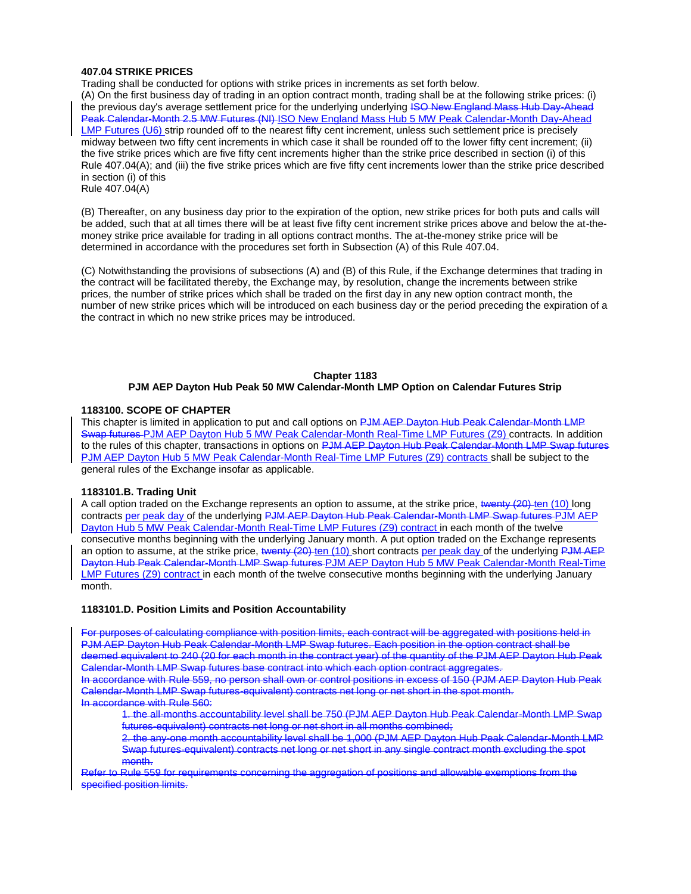**407.04 STRIKE PRICES**

Trading shall be conducted for options with strike prices in increments as set forth below.

(A) On the first business day of trading in an option contract month, trading shall be at the following strike prices: (i) the previous day's average settlement price for the underlying underlying ~~ISO New England Mass Hub Day-Ahead Peak Calendar-Month 2.5 MW Futures (NI)~~ ISO New England Mass Hub 5 MW Peak Calendar-Month Day-Ahead LMP Futures (U6) strip rounded off to the nearest fifty cent increment, unless such settlement price is precisely midway between two fifty cent increments in which case it shall be rounded off to the lower fifty cent increment; (ii) the five strike prices which are five fifty cent increments higher than the strike price described in section (i) of this Rule 407.04(A); and (iii) the five strike prices which are five fifty cent increments lower than the strike price described in section (i) of this Rule 407.04(A)

(B) Thereafter, on any business day prior to the expiration of the option, new strike prices for both puts and calls will be added, such that at all times there will be at least five fifty cent increment strike prices above and below the at-the-money strike price available for trading in all options contract months. The at-the-money strike price will be determined in accordance with the procedures set forth in Subsection (A) of this Rule 407.04.

(C) Notwithstanding the provisions of subsections (A) and (B) of this Rule, if the Exchange determines that trading in the contract will be facilitated thereby, the Exchange may, by resolution, change the increments between strike prices, the number of strike prices which shall be traded on the first day in any new option contract month, the number of new strike prices which will be introduced on each business day or the period preceding the expiration of a the contract in which no new strike prices may be introduced.

## Chapter 1183
## PJM AEP Dayton Hub Peak 50 MW Calendar-Month LMP Option on Calendar Futures Strip

**1183100. SCOPE OF CHAPTER**

This chapter is limited in application to put and call options on ~~PJM AEP Dayton Hub Peak Calendar-Month LMP Swap futures~~ PJM AEP Dayton Hub 5 MW Peak Calendar-Month Real-Time LMP Futures (Z9) contracts. In addition to the rules of this chapter, transactions in options on ~~PJM AEP Dayton Hub Peak Calendar-Month LMP Swap futures~~ PJM AEP Dayton Hub 5 MW Peak Calendar-Month Real-Time LMP Futures (Z9) contracts shall be subject to the general rules of the Exchange insofar as applicable.

**1183101.B. Trading Unit**

A call option traded on the Exchange represents an option to assume, at the strike price, ~~twenty (20)~~ ten (10) long contracts per peak day of the underlying ~~PJM AEP Dayton Hub Peak Calendar-Month LMP Swap futures~~ PJM AEP Dayton Hub 5 MW Peak Calendar-Month Real-Time LMP Futures (Z9) contract in each month of the twelve consecutive months beginning with the underlying January month. A put option traded on the Exchange represents an option to assume, at the strike price, ~~twenty (20)~~ ten (10) short contracts per peak day of the underlying ~~PJM AEP Dayton Hub Peak Calendar-Month LMP Swap futures~~ PJM AEP Dayton Hub 5 MW Peak Calendar-Month Real-Time LMP Futures (Z9) contract in each month of the twelve consecutive months beginning with the underlying January month.

**1183101.D. Position Limits and Position Accountability**

~~For purposes of calculating compliance with position limits, each contract will be aggregated with positions held in PJM AEP Dayton Hub Peak Calendar-Month LMP Swap futures. Each position in the option contract shall be deemed equivalent to 240 (20 for each month in the contract year) of the quantity of the PJM AEP Dayton Hub Peak Calendar-Month LMP Swap futures base contract into which each option contract aggregates.~~
~~In accordance with Rule 559, no person shall own or control positions in excess of 150 (PJM AEP Dayton Hub Peak Calendar-Month LMP Swap futures-equivalent) contracts net long or net short in the spot month.~~
~~In accordance with Rule 560:~~

> ~~1. the all-months accountability level shall be 750 (PJM AEP Dayton Hub Peak Calendar-Month LMP Swap futures-equivalent) contracts net long or net short in all months combined;~~
> ~~2. the any-one month accountability level shall be 1,000 (PJM AEP Dayton Hub Peak Calendar-Month LMP Swap futures-equivalent) contracts net long or net short in any single contract month excluding the spot month.~~

~~Refer to Rule 559 for requirements concerning the aggregation of positions and allowable exemptions from the specified position limits.~~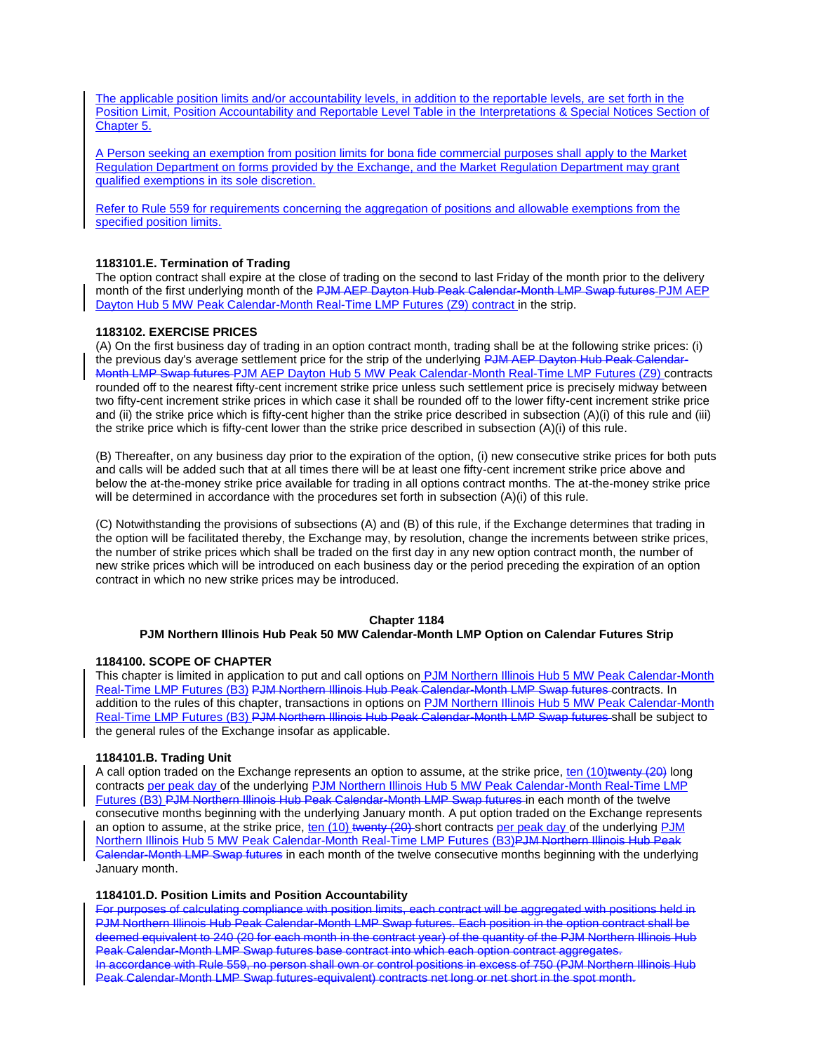The applicable position limits and/or accountability levels, in addition to the reportable levels, are set forth in the Position Limit, Position Accountability and Reportable Level Table in the Interpretations & Special Notices Section of Chapter 5.

A Person seeking an exemption from position limits for bona fide commercial purposes shall apply to the Market Regulation Department on forms provided by the Exchange, and the Market Regulation Department may grant qualified exemptions in its sole discretion.

Refer to Rule 559 for requirements concerning the aggregation of positions and allowable exemptions from the specified position limits.

**1183101.E. Termination of Trading**

The option contract shall expire at the close of trading on the second to last Friday of the month prior to the delivery month of the first underlying month of the ~~PJM AEP Dayton Hub Peak Calendar-Month LMP Swap futures~~ PJM AEP Dayton Hub 5 MW Peak Calendar-Month Real-Time LMP Futures (Z9) contract in the strip.

**1183102. EXERCISE PRICES**

(A) On the first business day of trading in an option contract month, trading shall be at the following strike prices: (i) the previous day's average settlement price for the strip of the underlying ~~PJM AEP Dayton Hub Peak Calendar-Month LMP Swap futures~~ PJM AEP Dayton Hub 5 MW Peak Calendar-Month Real-Time LMP Futures (Z9) contracts rounded off to the nearest fifty-cent increment strike price unless such settlement price is precisely midway between two fifty-cent increment strike prices in which case it shall be rounded off to the lower fifty-cent increment strike price and (ii) the strike price which is fifty-cent higher than the strike price described in subsection (A)(i) of this rule and (iii) the strike price which is fifty-cent lower than the strike price described in subsection (A)(i) of this rule.

(B) Thereafter, on any business day prior to the expiration of the option, (i) new consecutive strike prices for both puts and calls will be added such that at all times there will be at least one fifty-cent increment strike price above and below the at-the-money strike price available for trading in all options contract months. The at-the-money strike price will be determined in accordance with the procedures set forth in subsection (A)(i) of this rule.

(C) Notwithstanding the provisions of subsections (A) and (B) of this rule, if the Exchange determines that trading in the option will be facilitated thereby, the Exchange may, by resolution, change the increments between strike prices, the number of strike prices which shall be traded on the first day in any new option contract month, the number of new strike prices which will be introduced on each business day or the period preceding the expiration of an option contract in which no new strike prices may be introduced.

## Chapter 1184
## PJM Northern Illinois Hub Peak 50 MW Calendar-Month LMP Option on Calendar Futures Strip

**1184100. SCOPE OF CHAPTER**

This chapter is limited in application to put and call options on PJM Northern Illinois Hub 5 MW Peak Calendar-Month Real-Time LMP Futures (B3) ~~PJM Northern Illinois Hub Peak Calendar-Month LMP Swap futures~~ contracts. In addition to the rules of this chapter, transactions in options on PJM Northern Illinois Hub 5 MW Peak Calendar-Month Real-Time LMP Futures (B3) ~~PJM Northern Illinois Hub Peak Calendar-Month LMP Swap futures~~ shall be subject to the general rules of the Exchange insofar as applicable.

**1184101.B. Trading Unit**

A call option traded on the Exchange represents an option to assume, at the strike price, ten (10)~~twenty (20)~~ long contracts per peak day of the underlying PJM Northern Illinois Hub 5 MW Peak Calendar-Month Real-Time LMP Futures (B3) ~~PJM Northern Illinois Hub Peak Calendar-Month LMP Swap futures~~ in each month of the twelve consecutive months beginning with the underlying January month. A put option traded on the Exchange represents an option to assume, at the strike price, ten (10) ~~twenty (20)~~ short contracts per peak day of the underlying PJM Northern Illinois Hub 5 MW Peak Calendar-Month Real-Time LMP Futures (B3)~~PJM Northern Illinois Hub Peak Calendar-Month LMP Swap futures~~ in each month of the twelve consecutive months beginning with the underlying January month.

**1184101.D. Position Limits and Position Accountability**

~~For purposes of calculating compliance with position limits, each contract will be aggregated with positions held in PJM Northern Illinois Hub Peak Calendar-Month LMP Swap futures. Each position in the option contract shall be deemed equivalent to 240 (20 for each month in the contract year) of the quantity of the PJM Northern Illinois Hub Peak Calendar-Month LMP Swap futures base contract into which each option contract aggregates.~~
~~In accordance with Rule 559, no person shall own or control positions in excess of 750 (PJM Northern Illinois Hub Peak Calendar-Month LMP Swap futures-equivalent) contracts net long or net short in the spot month.~~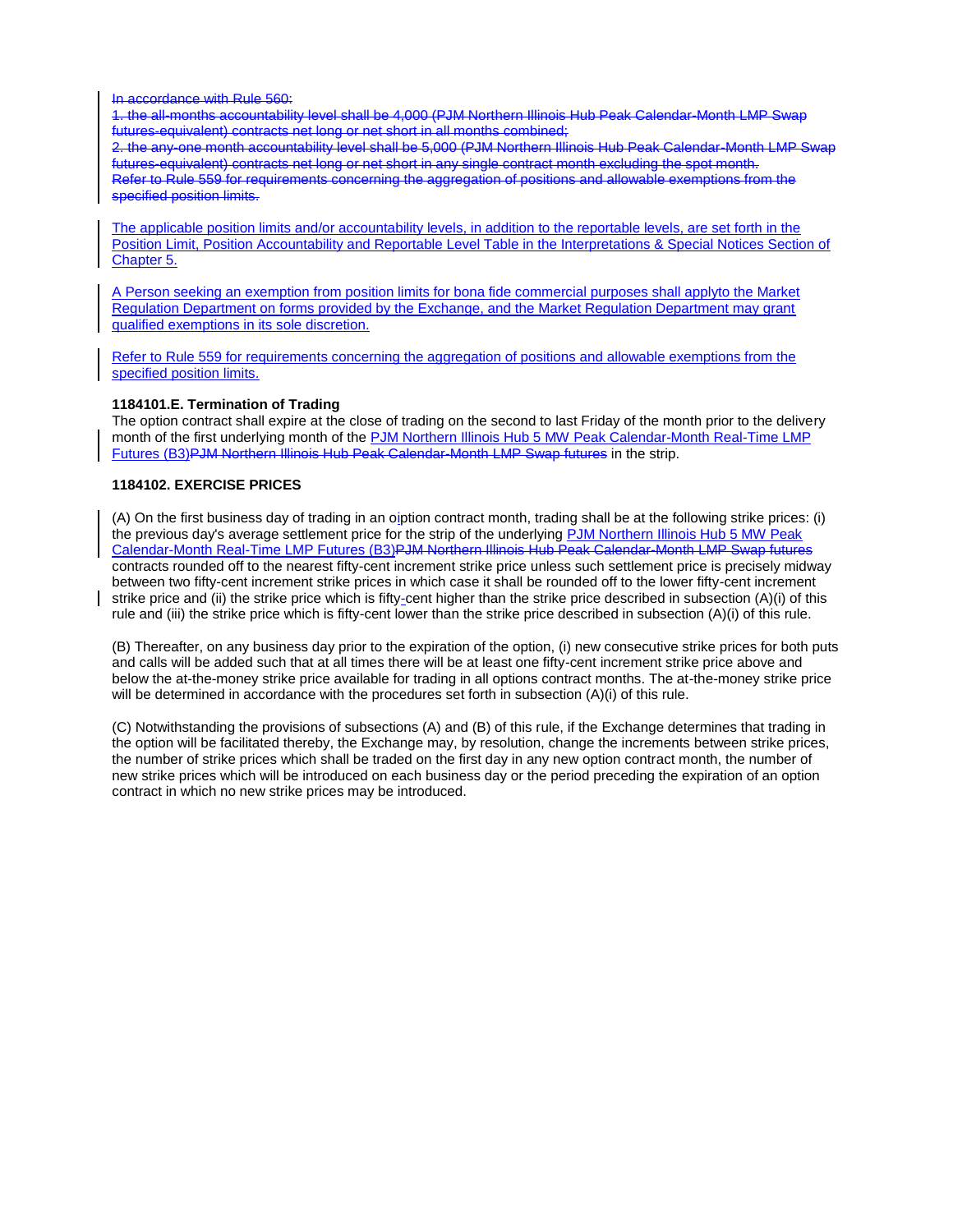~~In accordance with Rule 560:~~
~~1. the all-months accountability level shall be 4,000 (PJM Northern Illinois Hub Peak Calendar-Month LMP Swap futures-equivalent) contracts net long or net short in all months combined;~~
~~2. the any-one month accountability level shall be 5,000 (PJM Northern Illinois Hub Peak Calendar-Month LMP Swap futures-equivalent) contracts net long or net short in any single contract month excluding the spot month.~~
~~Refer to Rule 559 for requirements concerning the aggregation of positions and allowable exemptions from the specified position limits.~~

The applicable position limits and/or accountability levels, in addition to the reportable levels, are set forth in the Position Limit, Position Accountability and Reportable Level Table in the Interpretations & Special Notices Section of Chapter 5.

A Person seeking an exemption from position limits for bona fide commercial purposes shall applyto the Market Regulation Department on forms provided by the Exchange, and the Market Regulation Department may grant qualified exemptions in its sole discretion.

Refer to Rule 559 for requirements concerning the aggregation of positions and allowable exemptions from the specified position limits.

**1184101.E. Termination of Trading**

The option contract shall expire at the close of trading on the second to last Friday of the month prior to the delivery month of the first underlying month of the PJM Northern Illinois Hub 5 MW Peak Calendar-Month Real-Time LMP Futures (B3)~~PJM Northern Illinois Hub Peak Calendar-Month LMP Swap futures~~ in the strip.

**1184102. EXERCISE PRICES**

(A) On the first business day of trading in an o~~i~~ption contract month, trading shall be at the following strike prices: (i) the previous day's average settlement price for the strip of the underlying PJM Northern Illinois Hub 5 MW Peak Calendar-Month Real-Time LMP Futures (B3)~~PJM Northern Illinois Hub Peak Calendar-Month LMP Swap futures~~ contracts rounded off to the nearest fifty-cent increment strike price unless such settlement price is precisely midway between two fifty-cent increment strike prices in which case it shall be rounded off to the lower fifty-cent increment strike price and (ii) the strike price which is fifty-cent higher than the strike price described in subsection (A)(i) of this rule and (iii) the strike price which is fifty-cent lower than the strike price described in subsection (A)(i) of this rule.

(B) Thereafter, on any business day prior to the expiration of the option, (i) new consecutive strike prices for both puts and calls will be added such that at all times there will be at least one fifty-cent increment strike price above and below the at-the-money strike price available for trading in all options contract months. The at-the-money strike price will be determined in accordance with the procedures set forth in subsection (A)(i) of this rule.

(C) Notwithstanding the provisions of subsections (A) and (B) of this rule, if the Exchange determines that trading in the option will be facilitated thereby, the Exchange may, by resolution, change the increments between strike prices, the number of strike prices which shall be traded on the first day in any new option contract month, the number of new strike prices which will be introduced on each business day or the period preceding the expiration of an option contract in which no new strike prices may be introduced.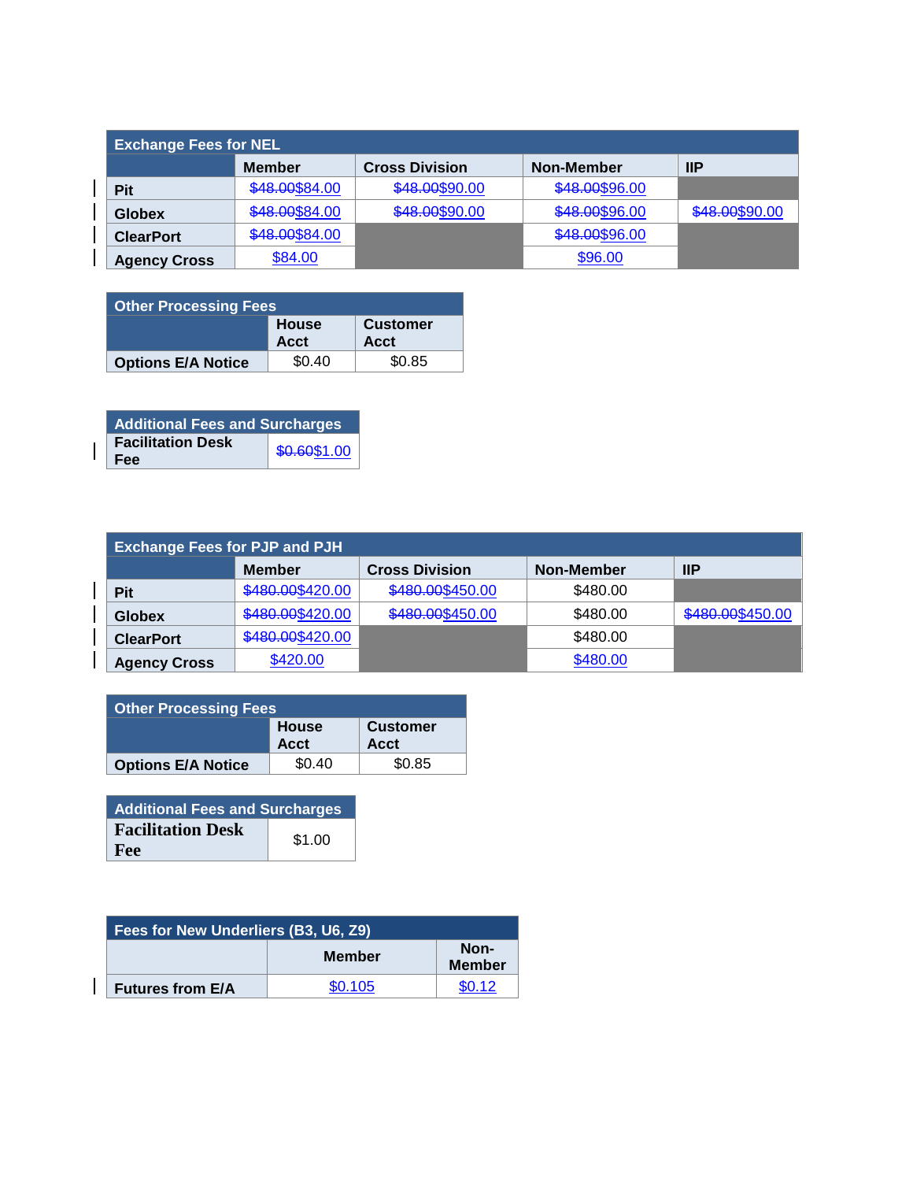| Exchange Fees for NEL | | | | |
|---|---|---|---|---|
| | Member | Cross Division | Non-Member | IIP |
| Pit | ~~$48.00~~$84.00 | ~~$48.00~~$90.00 | ~~$48.00~~$96.00 | |
| Globex | ~~$48.00~~$84.00 | ~~$48.00~~$90.00 | ~~$48.00~~$96.00 | ~~$48.00~~$90.00 |
| ClearPort | ~~$48.00~~$84.00 | | ~~$48.00~~$96.00 | |
| Agency Cross | $84.00 | | $96.00 | |

| Other Processing Fees | | |
|---|---|---|
| | House Acct | Customer Acct |
| Options E/A Notice | $0.40 | $0.85 |

| Additional Fees and Surcharges | |
|---|---|
| Facilitation Desk Fee | ~~$0.60~~$1.00 |

| Exchange Fees for PJP and PJH | | | | |
|---|---|---|---|---|
| | Member | Cross Division | Non-Member | IIP |
| Pit | ~~$480.00~~$420.00 | ~~$480.00~~$450.00 | $480.00 | |
| Globex | ~~$480.00~~$420.00 | ~~$480.00~~$450.00 | $480.00 | ~~$480.00~~$450.00 |
| ClearPort | ~~$480.00~~$420.00 | | $480.00 | |
| Agency Cross | $420.00 | | $480.00 | |

| Other Processing Fees | | |
|---|---|---|
| | House Acct | Customer Acct |
| Options E/A Notice | $0.40 | $0.85 |

| Additional Fees and Surcharges | |
|---|---|
| Facilitation Desk Fee | $1.00 |

| Fees for New Underliers (B3, U6, Z9) | | |
|---|---|---|
| | Member | Non-Member |
| Futures from E/A | $0.105 | $0.12 |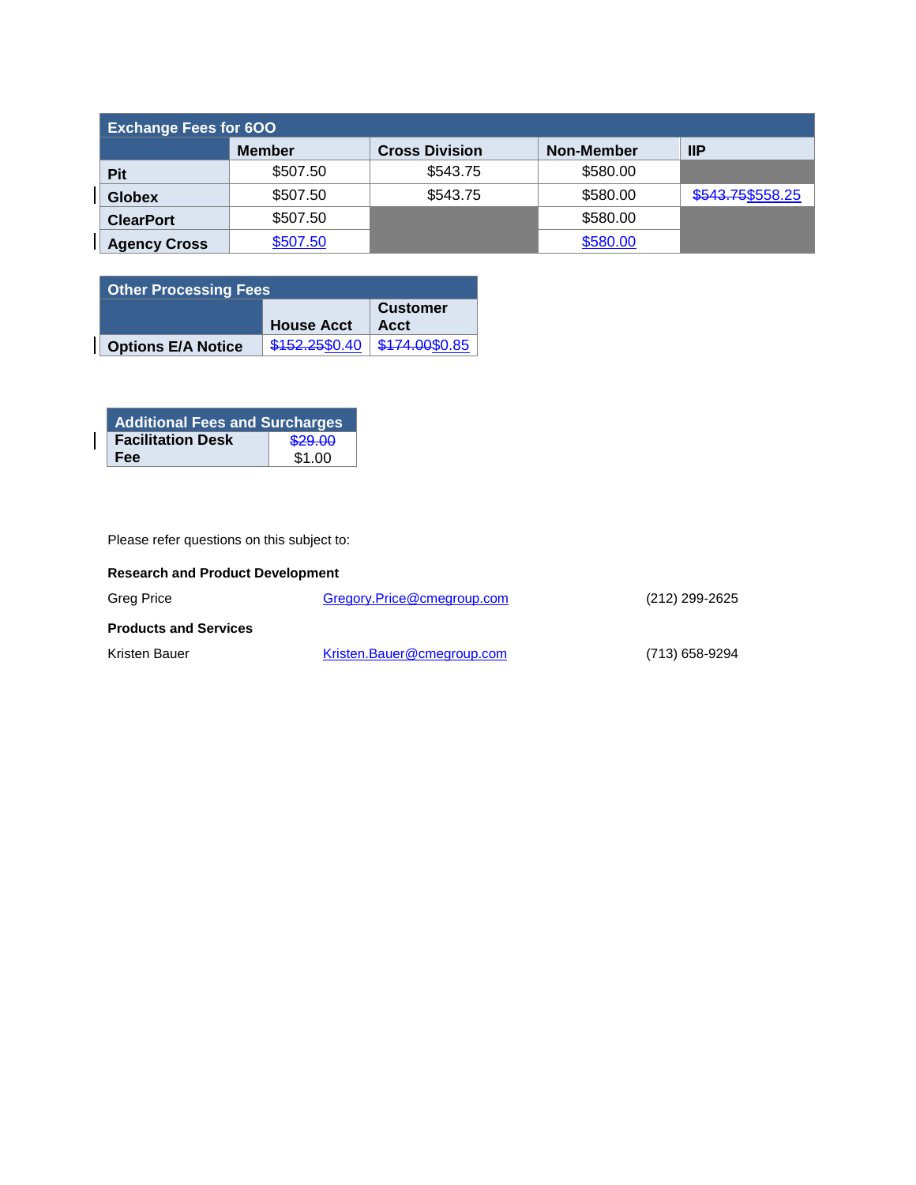| Exchange Fees for 6OO | | | | |
|---|---|---|---|---|
| | Member | Cross Division | Non-Member | IIP |
| Pit | $507.50 | $543.75 | $580.00 | |
| Globex | $507.50 | $543.75 | $580.00 | ~~$543.75~~$558.25 |
| ClearPort | $507.50 | | $580.00 | |
| Agency Cross | $507.50 | | $580.00 | |

| Other Processing Fees | | |
|---|---|---|
| | House Acct | Customer Acct |
| Options E/A Notice | ~~$152.25~~$0.40 | ~~$174.00~~$0.85 |

| Additional Fees and Surcharges | |
|---|---|
| Facilitation Desk Fee | ~~$29.00~~ $1.00 |

Please refer questions on this subject to:

**Research and Product Development**

Greg Price Gregory.Price@cmegroup.com (212) 299-2625

**Products and Services**

Kristen Bauer Kristen.Bauer@cmegroup.com (713) 658-9294